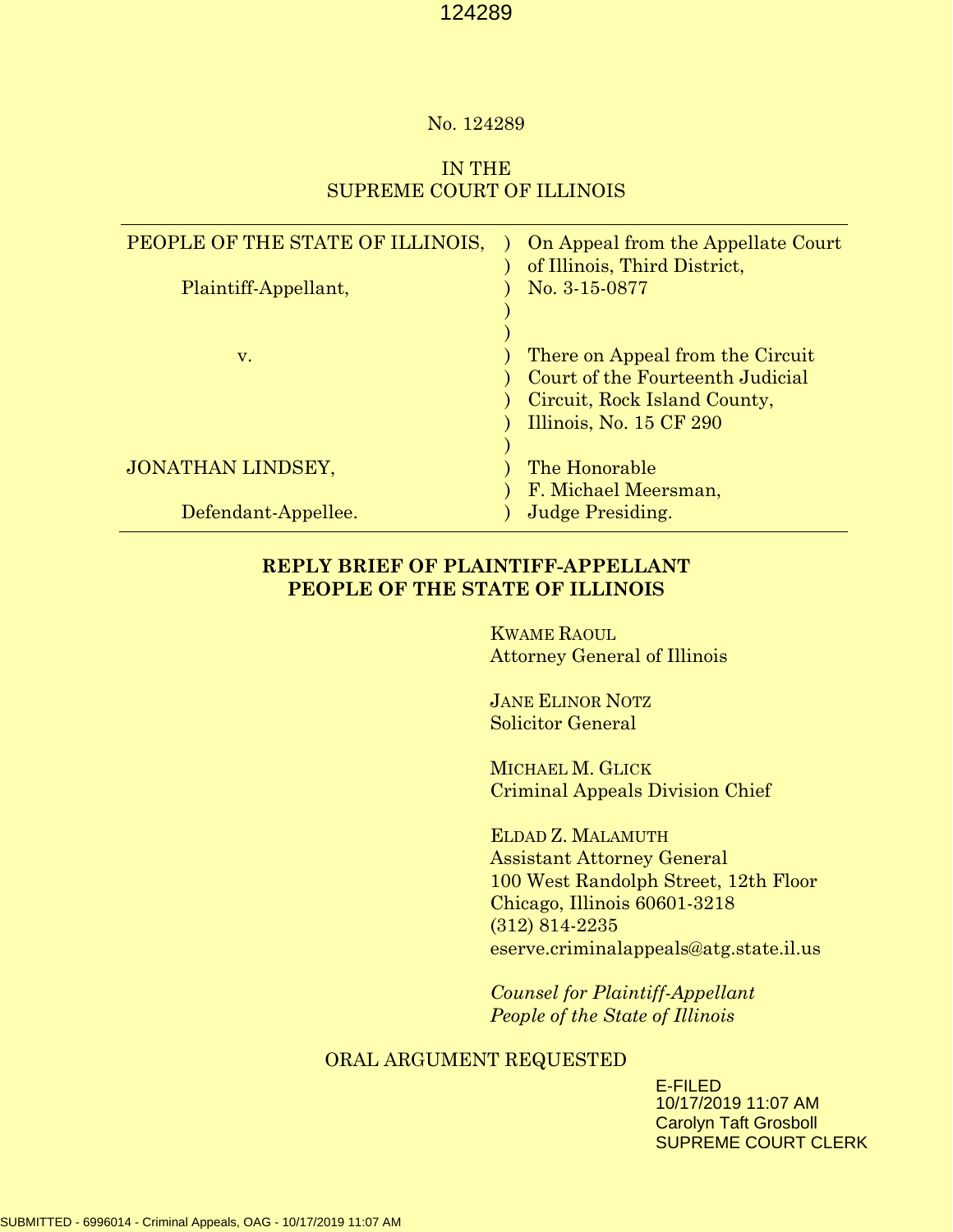No. 124289

IN THE
SUPREME COURT OF ILLINOIS

| | | |
|---|---|---|
| PEOPLE OF THE STATE OF ILLINOIS, | ) | On Appeal from the Appellate Court of Illinois, Third District, |
| Plaintiff-Appellant, | ) | No. 3-15-0877 |
| | ) | |
| v. | ) | There on Appeal from the Circuit Court of the Fourteenth Judicial Circuit, Rock Island County, Illinois, No. 15 CF 290 |
| | ) | |
| JONATHAN LINDSEY, | ) | The Honorable F. Michael Meersman, |
| Defendant-Appellee. | ) | Judge Presiding. |

**REPLY BRIEF OF PLAINTIFF-APPELLANT
PEOPLE OF THE STATE OF ILLINOIS**

KWAME RAOUL
Attorney General of Illinois

JANE ELINOR NOTZ
Solicitor General

MICHAEL M. GLICK
Criminal Appeals Division Chief

ELDAD Z. MALAMUTH
Assistant Attorney General
100 West Randolph Street, 12th Floor
Chicago, Illinois 60601-3218
(312) 814-2235
eserve.criminalappeals@atg.state.il.us

*Counsel for Plaintiff-Appellant
People of the State of Illinois*

ORAL ARGUMENT REQUESTED

E-FILED
10/17/2019 11:07 AM
Carolyn Taft Grosboll
SUPREME COURT CLERK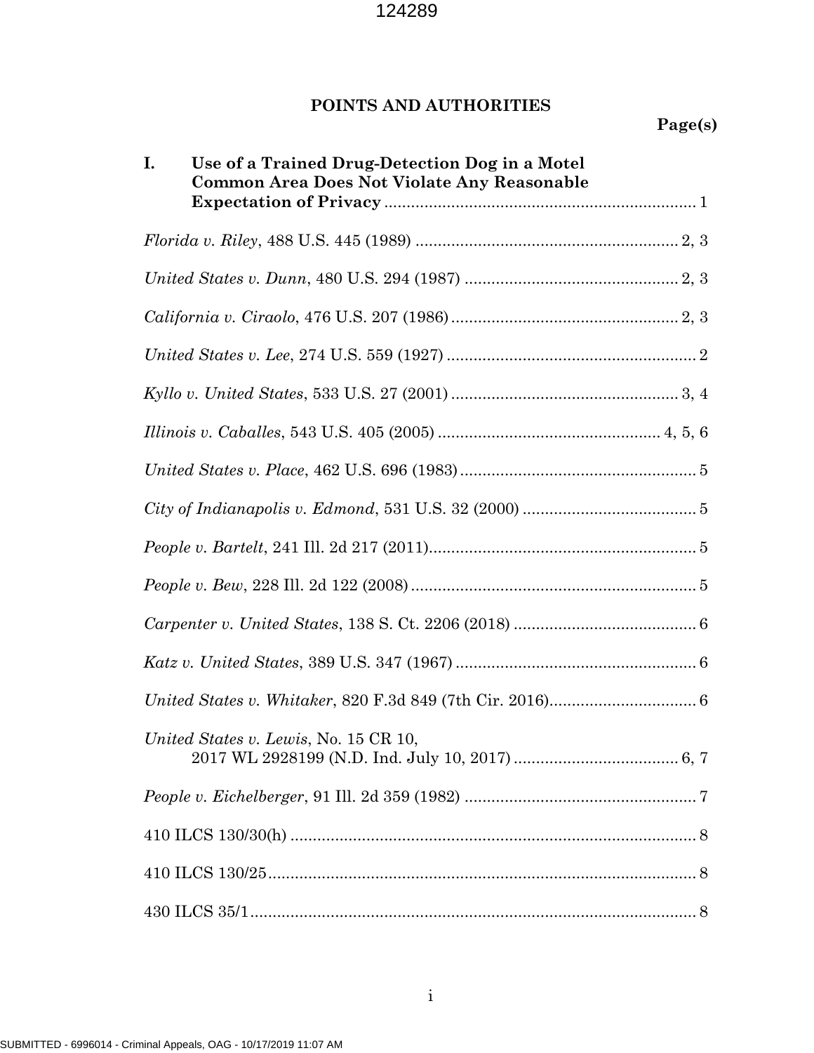## POINTS AND AUTHORITIES

**Page(s)**

**I. Use of a Trained Drug-Detection Dog in a Motel Common Area Does Not Violate Any Reasonable Expectation of Privacy** ........................................ 1

*Florida v. Riley*, 488 U.S. 445 (1989) ........................................ 2, 3

*United States v. Dunn*, 480 U.S. 294 (1987) ........................................ 2, 3

*California v. Ciraolo*, 476 U.S. 207 (1986) ........................................ 2, 3

*United States v. Lee*, 274 U.S. 559 (1927) ........................................ 2

*Kyllo v. United States*, 533 U.S. 27 (2001) ........................................ 3, 4

*Illinois v. Caballes*, 543 U.S. 405 (2005) ........................................ 4, 5, 6

*United States v. Place*, 462 U.S. 696 (1983) ........................................ 5

*City of Indianapolis v. Edmond*, 531 U.S. 32 (2000) ........................................ 5

*People v. Bartelt*, 241 Ill. 2d 217 (2011) ........................................ 5

*People v. Bew*, 228 Ill. 2d 122 (2008) ........................................ 5

*Carpenter v. United States*, 138 S. Ct. 2206 (2018) ........................................ 6

*Katz v. United States*, 389 U.S. 347 (1967) ........................................ 6

*United States v. Whitaker*, 820 F.3d 849 (7th Cir. 2016) ........................................ 6

*United States v. Lewis*, No. 15 CR 10, 2017 WL 2928199 (N.D. Ind. July 10, 2017) ........................................ 6, 7

*People v. Eichelberger*, 91 Ill. 2d 359 (1982) ........................................ 7

410 ILCS 130/30(h) ........................................ 8

410 ILCS 130/25 ........................................ 8

430 ILCS 35/1 ........................................ 8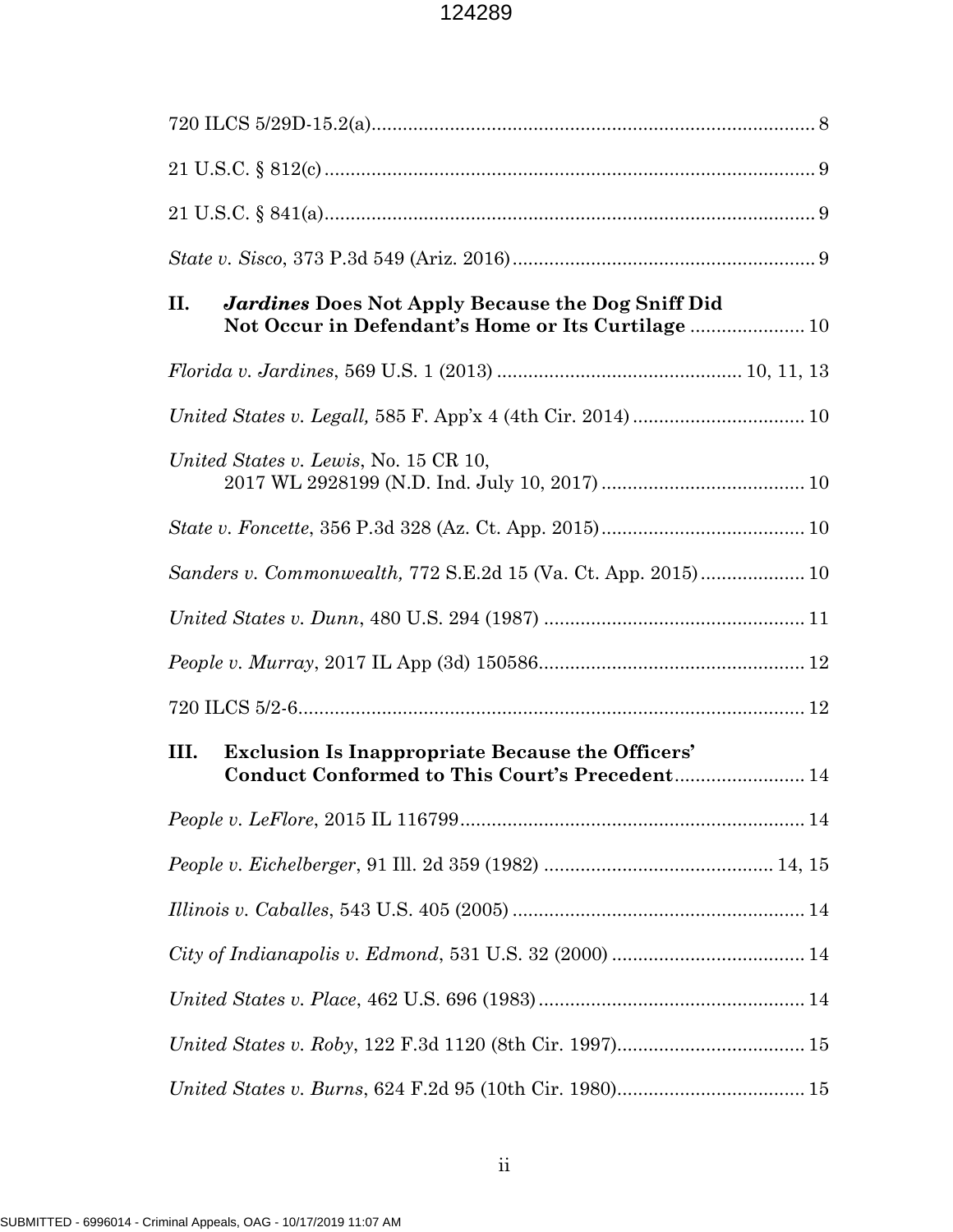720 ILCS 5/29D-15.2(a)........................................................................................ 8

21 U.S.C. § 812(c)................................................................................................. 9

21 U.S.C. § 841(a)................................................................................................. 9

*State v. Sisco*, 373 P.3d 549 (Ariz. 2016)........................................................... 9

**II. *Jardines* Does Not Apply Because the Dog Sniff Did Not Occur in Defendant's Home or Its Curtilage** ...................... 10

*Florida v. Jardines*, 569 U.S. 1 (2013) .............................................. 10, 11, 13

*United States v. Legall,* 585 F. App'x 4 (4th Cir. 2014) ................................. 10

*United States v. Lewis*, No. 15 CR 10, 2017 WL 2928199 (N.D. Ind. July 10, 2017) ....................................... 10

*State v. Foncette*, 356 P.3d 328 (Az. Ct. App. 2015)....................................... 10

*Sanders v. Commonwealth,* 772 S.E.2d 15 (Va. Ct. App. 2015).................... 10

*United States v. Dunn*, 480 U.S. 294 (1987) .................................................. 11

*People v. Murray*, 2017 IL App (3d) 150586................................................... 12

720 ILCS 5/2-6.................................................................................................. 12

**III. Exclusion Is Inappropriate Because the Officers' Conduct Conformed to This Court's Precedent**......................... 14

*People v. LeFlore*, 2015 IL 116799.................................................................. 14

*People v. Eichelberger*, 91 Ill. 2d 359 (1982) ............................................ 14, 15

*Illinois v. Caballes*, 543 U.S. 405 (2005) ........................................................ 14

*City of Indianapolis v. Edmond*, 531 U.S. 32 (2000) ..................................... 14

*United States v. Place*, 462 U.S. 696 (1983)................................................... 14

*United States v. Roby*, 122 F.3d 1120 (8th Cir. 1997).................................... 15

*United States v. Burns*, 624 F.2d 95 (10th Cir. 1980).................................... 15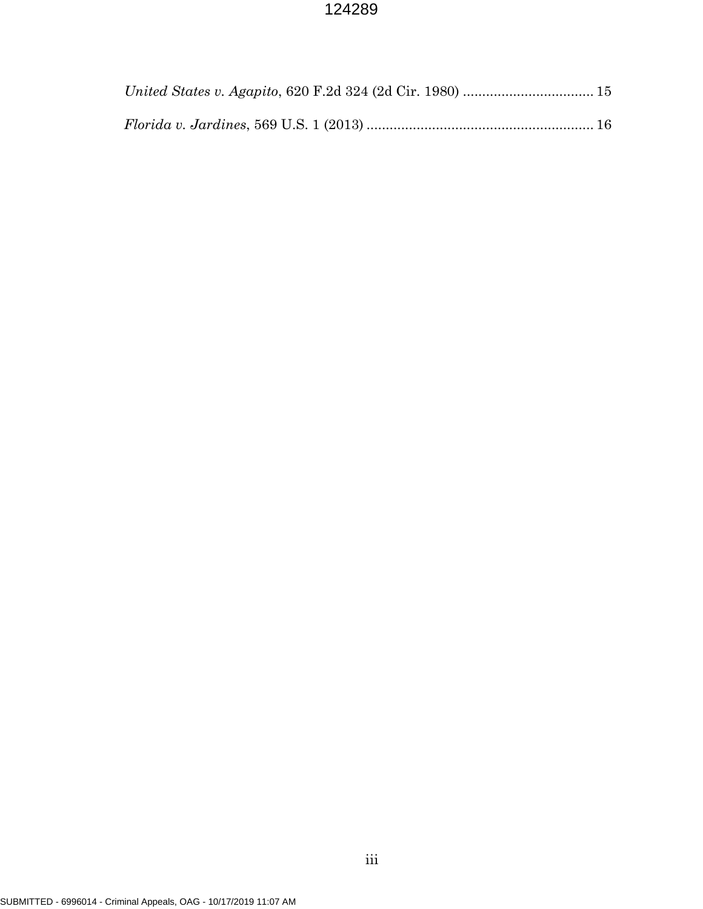*United States v. Agapito*, 620 F.2d 324 (2d Cir. 1980) .................................. 15

*Florida v. Jardines*, 569 U.S. 1 (2013) ........................................................... 16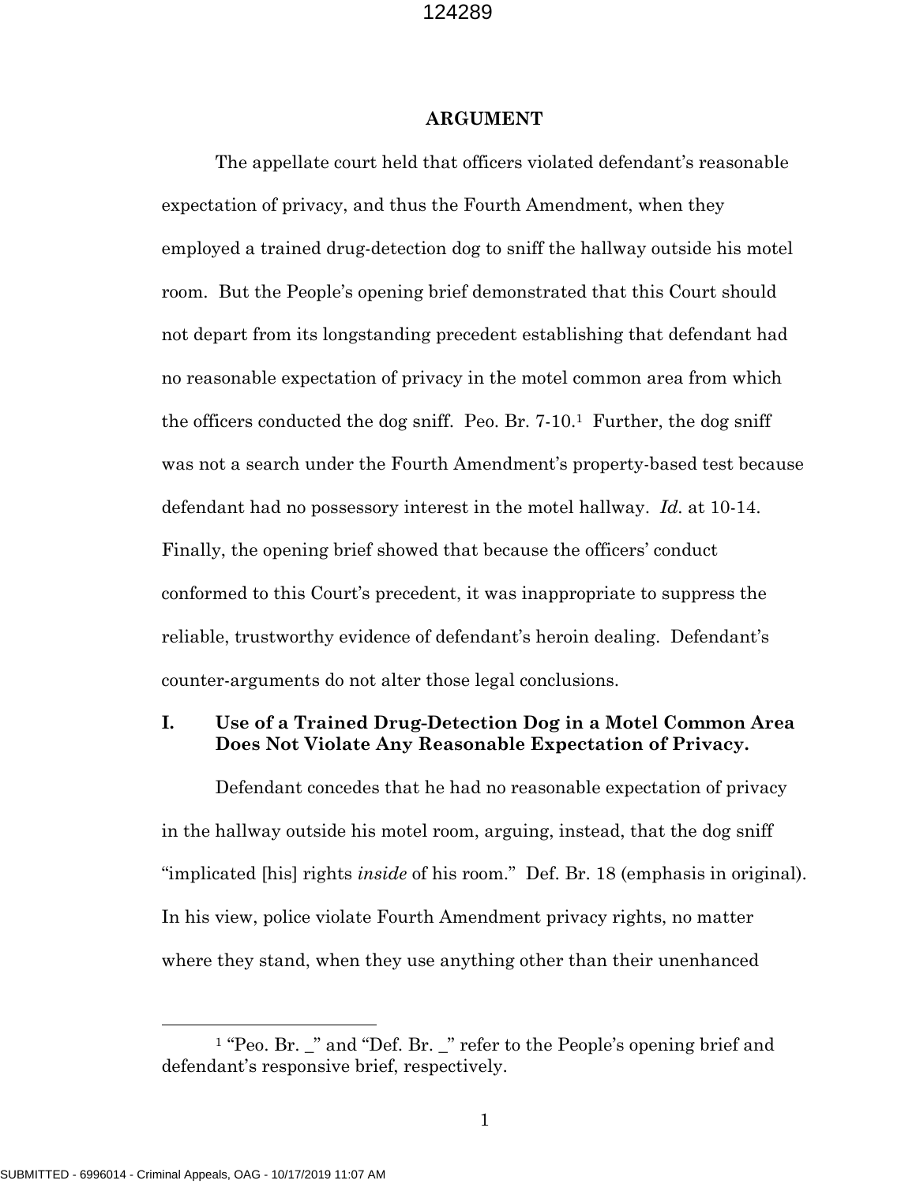## ARGUMENT

The appellate court held that officers violated defendant's reasonable expectation of privacy, and thus the Fourth Amendment, when they employed a trained drug-detection dog to sniff the hallway outside his motel room. But the People's opening brief demonstrated that this Court should not depart from its longstanding precedent establishing that defendant had no reasonable expectation of privacy in the motel common area from which the officers conducted the dog sniff. Peo. Br. 7-10.[1] Further, the dog sniff was not a search under the Fourth Amendment's property-based test because defendant had no possessory interest in the motel hallway. *Id.* at 10-14. Finally, the opening brief showed that because the officers' conduct conformed to this Court's precedent, it was inappropriate to suppress the reliable, trustworthy evidence of defendant's heroin dealing. Defendant's counter-arguments do not alter those legal conclusions.

### I. Use of a Trained Drug-Detection Dog in a Motel Common Area Does Not Violate Any Reasonable Expectation of Privacy.

Defendant concedes that he had no reasonable expectation of privacy in the hallway outside his motel room, arguing, instead, that the dog sniff "implicated [his] rights *inside* of his room." Def. Br. 18 (emphasis in original). In his view, police violate Fourth Amendment privacy rights, no matter where they stand, when they use anything other than their unenhanced

[1] "Peo. Br. _" and "Def. Br. _" refer to the People's opening brief and defendant's responsive brief, respectively.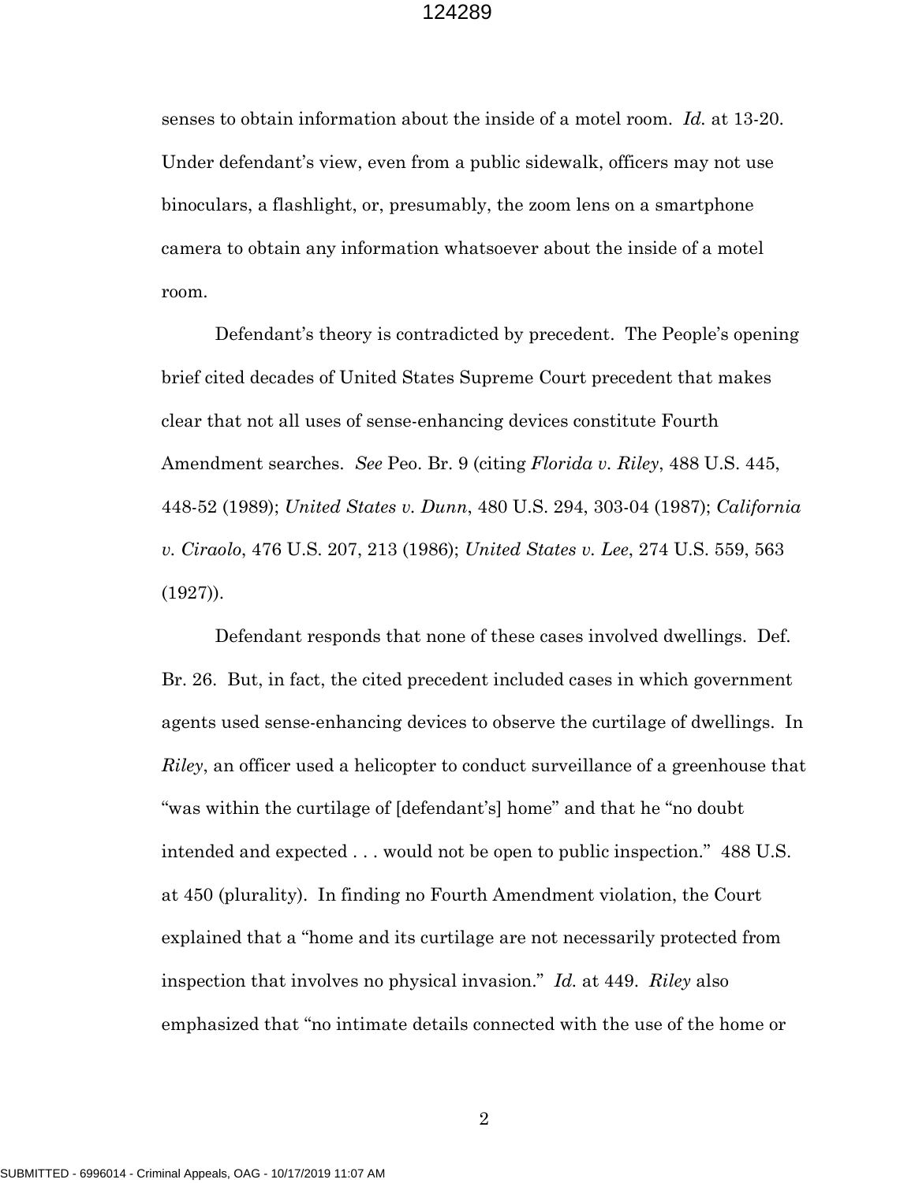senses to obtain information about the inside of a motel room. *Id.* at 13-20. Under defendant's view, even from a public sidewalk, officers may not use binoculars, a flashlight, or, presumably, the zoom lens on a smartphone camera to obtain any information whatsoever about the inside of a motel room.

Defendant's theory is contradicted by precedent. The People's opening brief cited decades of United States Supreme Court precedent that makes clear that not all uses of sense-enhancing devices constitute Fourth Amendment searches. *See* Peo. Br. 9 (citing *Florida v. Riley*, 488 U.S. 445, 448-52 (1989); *United States v. Dunn*, 480 U.S. 294, 303-04 (1987); *California v. Ciraolo*, 476 U.S. 207, 213 (1986); *United States v. Lee*, 274 U.S. 559, 563 (1927)).

Defendant responds that none of these cases involved dwellings. Def. Br. 26. But, in fact, the cited precedent included cases in which government agents used sense-enhancing devices to observe the curtilage of dwellings. In *Riley*, an officer used a helicopter to conduct surveillance of a greenhouse that "was within the curtilage of [defendant's] home" and that he "no doubt intended and expected . . . would not be open to public inspection." 488 U.S. at 450 (plurality). In finding no Fourth Amendment violation, the Court explained that a "home and its curtilage are not necessarily protected from inspection that involves no physical invasion." *Id.* at 449. *Riley* also emphasized that "no intimate details connected with the use of the home or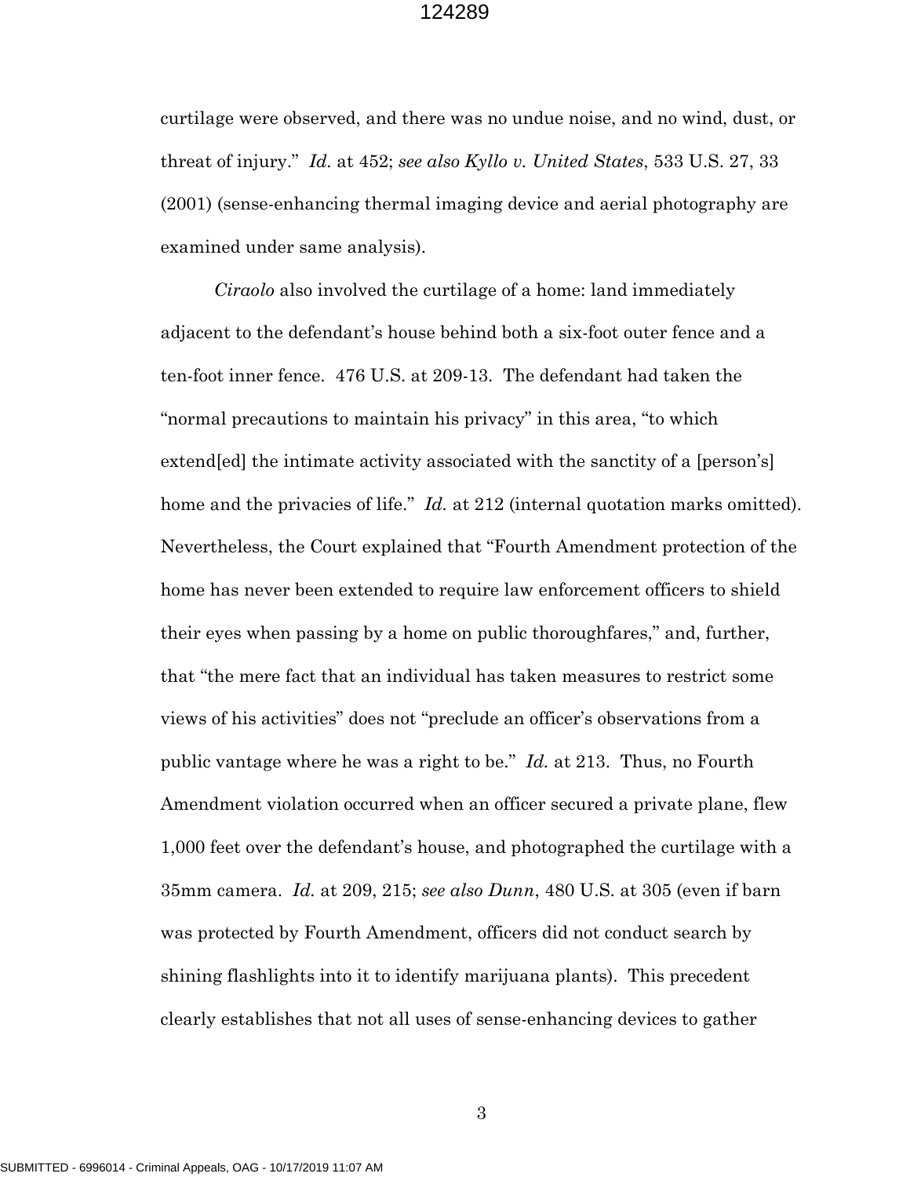curtilage were observed, and there was no undue noise, and no wind, dust, or threat of injury." *Id.* at 452; *see also Kyllo v. United States*, 533 U.S. 27, 33 (2001) (sense-enhancing thermal imaging device and aerial photography are examined under same analysis).

*Ciraolo* also involved the curtilage of a home: land immediately adjacent to the defendant's house behind both a six-foot outer fence and a ten-foot inner fence. 476 U.S. at 209-13. The defendant had taken the "normal precautions to maintain his privacy" in this area, "to which extend[ed] the intimate activity associated with the sanctity of a [person's] home and the privacies of life." *Id.* at 212 (internal quotation marks omitted). Nevertheless, the Court explained that "Fourth Amendment protection of the home has never been extended to require law enforcement officers to shield their eyes when passing by a home on public thoroughfares," and, further, that "the mere fact that an individual has taken measures to restrict some views of his activities" does not "preclude an officer's observations from a public vantage where he was a right to be." *Id.* at 213. Thus, no Fourth Amendment violation occurred when an officer secured a private plane, flew 1,000 feet over the defendant's house, and photographed the curtilage with a 35mm camera. *Id.* at 209, 215; *see also Dunn*, 480 U.S. at 305 (even if barn was protected by Fourth Amendment, officers did not conduct search by shining flashlights into it to identify marijuana plants). This precedent clearly establishes that not all uses of sense-enhancing devices to gather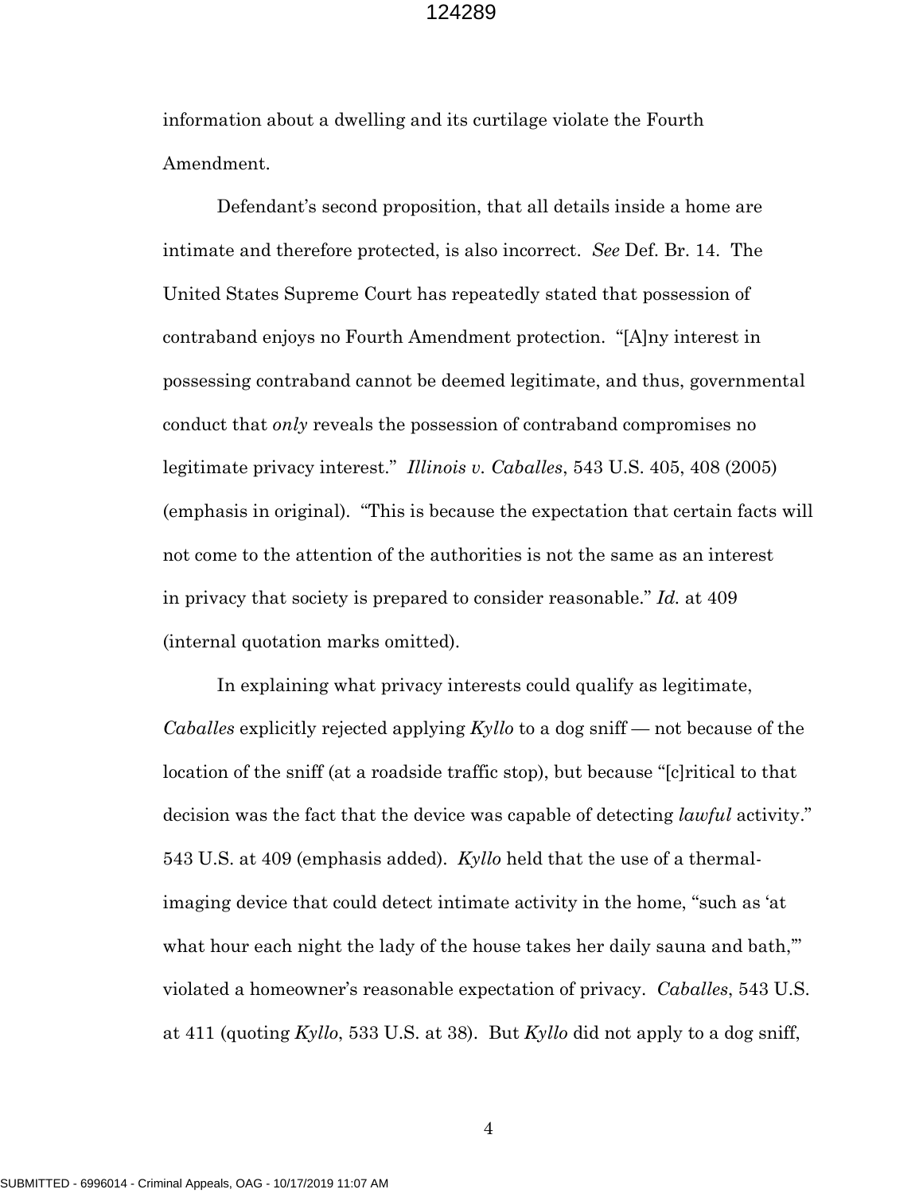information about a dwelling and its curtilage violate the Fourth Amendment.

Defendant's second proposition, that all details inside a home are intimate and therefore protected, is also incorrect. *See* Def. Br. 14. The United States Supreme Court has repeatedly stated that possession of contraband enjoys no Fourth Amendment protection. "[A]ny interest in possessing contraband cannot be deemed legitimate, and thus, governmental conduct that *only* reveals the possession of contraband compromises no legitimate privacy interest." *Illinois v. Caballes*, 543 U.S. 405, 408 (2005) (emphasis in original). "This is because the expectation that certain facts will not come to the attention of the authorities is not the same as an interest in privacy that society is prepared to consider reasonable." *Id.* at 409 (internal quotation marks omitted).

In explaining what privacy interests could qualify as legitimate, *Caballes* explicitly rejected applying *Kyllo* to a dog sniff — not because of the location of the sniff (at a roadside traffic stop), but because "[c]ritical to that decision was the fact that the device was capable of detecting *lawful* activity." 543 U.S. at 409 (emphasis added). *Kyllo* held that the use of a thermal-imaging device that could detect intimate activity in the home, "such as 'at what hour each night the lady of the house takes her daily sauna and bath,'" violated a homeowner's reasonable expectation of privacy. *Caballes*, 543 U.S. at 411 (quoting *Kyllo*, 533 U.S. at 38). But *Kyllo* did not apply to a dog sniff,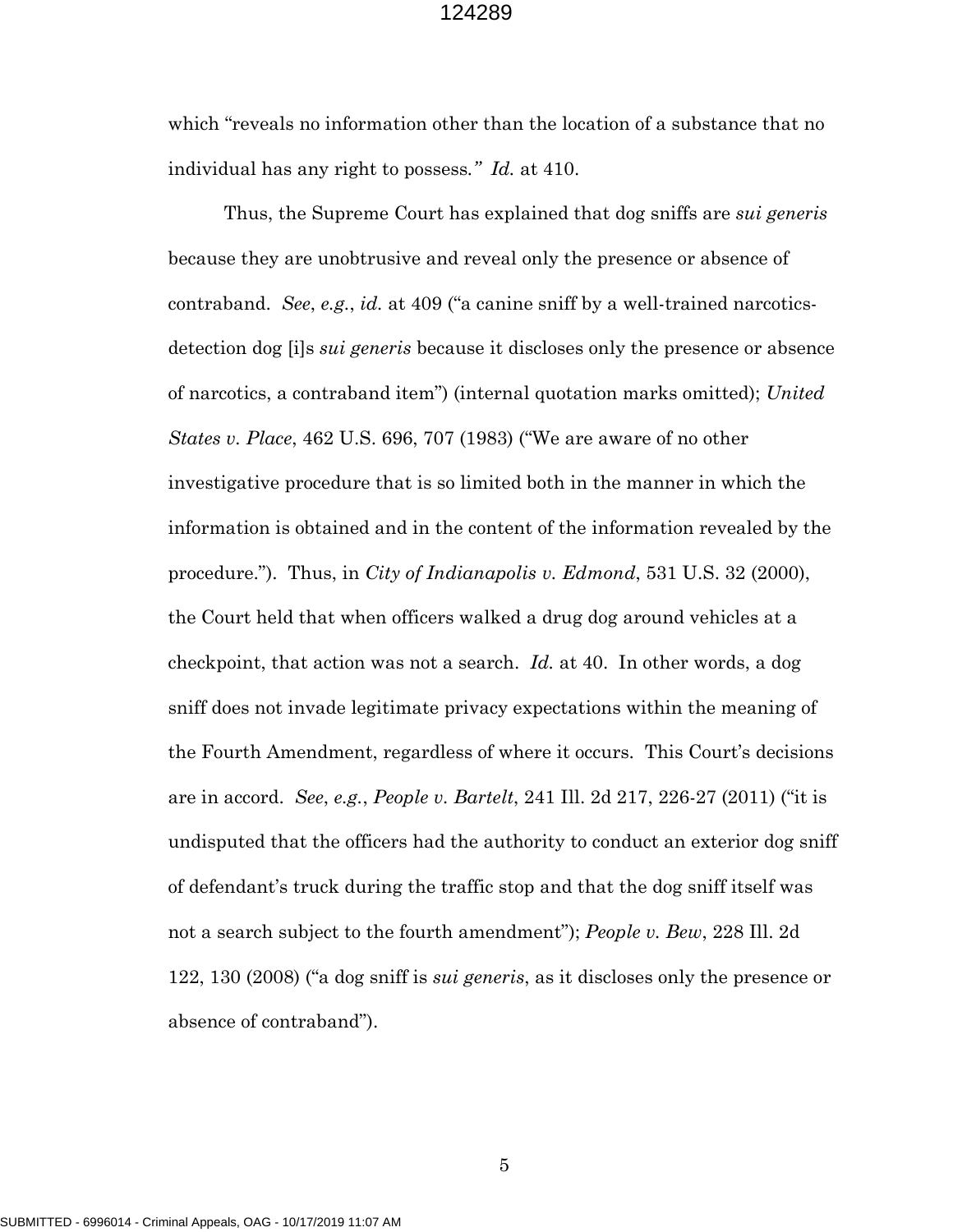which "reveals no information other than the location of a substance that no individual has any right to possess." *Id.* at 410.

Thus, the Supreme Court has explained that dog sniffs are *sui generis* because they are unobtrusive and reveal only the presence or absence of contraband. *See*, *e.g.*, *id.* at 409 ("a canine sniff by a well-trained narcotics-detection dog [i]s *sui generis* because it discloses only the presence or absence of narcotics, a contraband item") (internal quotation marks omitted); *United States v. Place*, 462 U.S. 696, 707 (1983) ("We are aware of no other investigative procedure that is so limited both in the manner in which the information is obtained and in the content of the information revealed by the procedure."). Thus, in *City of Indianapolis v. Edmond*, 531 U.S. 32 (2000), the Court held that when officers walked a drug dog around vehicles at a checkpoint, that action was not a search. *Id.* at 40. In other words, a dog sniff does not invade legitimate privacy expectations within the meaning of the Fourth Amendment, regardless of where it occurs. This Court's decisions are in accord. *See*, *e.g.*, *People v. Bartelt*, 241 Ill. 2d 217, 226-27 (2011) ("it is undisputed that the officers had the authority to conduct an exterior dog sniff of defendant's truck during the traffic stop and that the dog sniff itself was not a search subject to the fourth amendment"); *People v. Bew*, 228 Ill. 2d 122, 130 (2008) ("a dog sniff is *sui generis*, as it discloses only the presence or absence of contraband").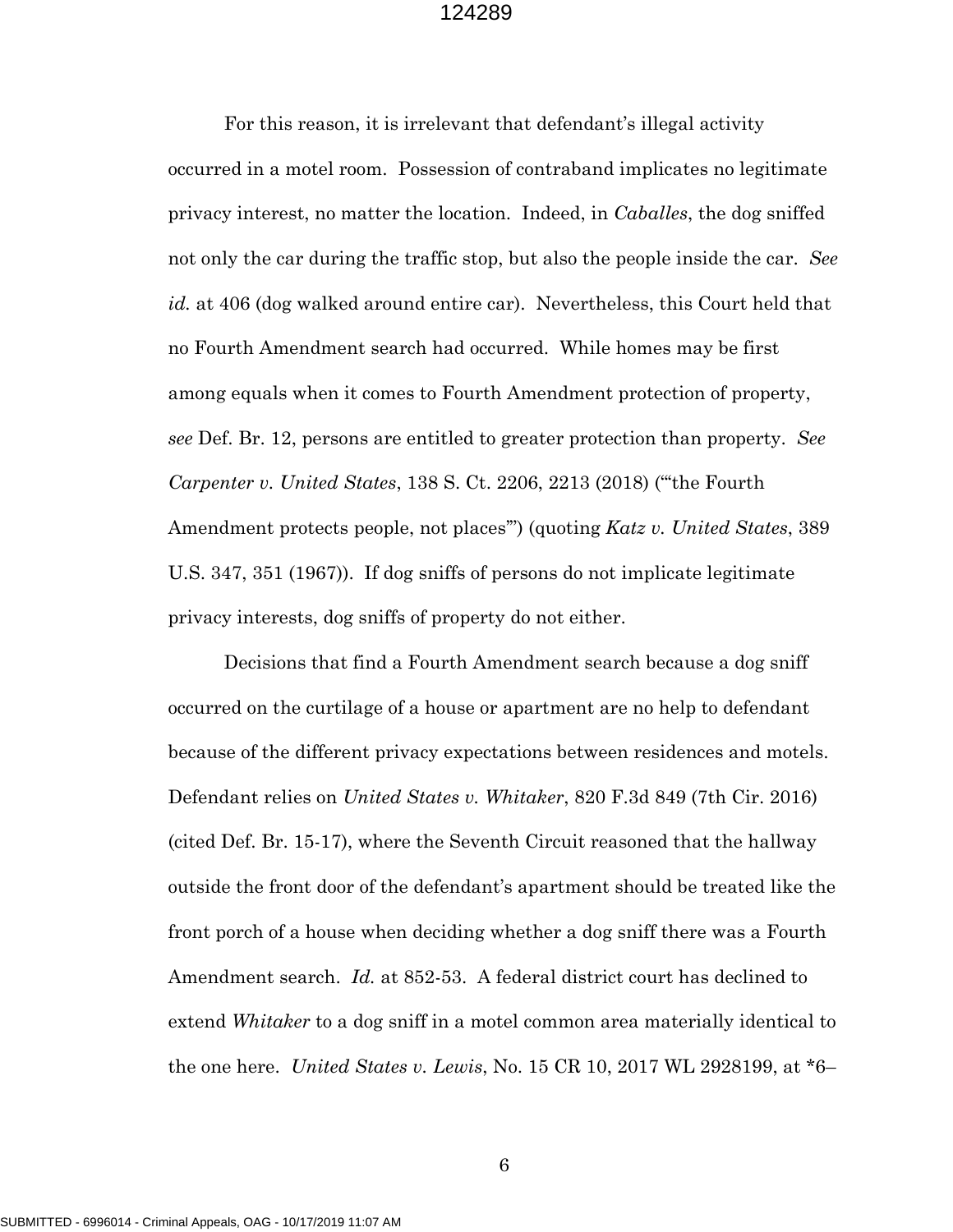For this reason, it is irrelevant that defendant's illegal activity occurred in a motel room. Possession of contraband implicates no legitimate privacy interest, no matter the location. Indeed, in *Caballes*, the dog sniffed not only the car during the traffic stop, but also the people inside the car. *See id.* at 406 (dog walked around entire car). Nevertheless, this Court held that no Fourth Amendment search had occurred. While homes may be first among equals when it comes to Fourth Amendment protection of property, *see* Def. Br. 12, persons are entitled to greater protection than property. *See Carpenter v. United States*, 138 S. Ct. 2206, 2213 (2018) ("'the Fourth Amendment protects people, not places'") (quoting *Katz v. United States*, 389 U.S. 347, 351 (1967)). If dog sniffs of persons do not implicate legitimate privacy interests, dog sniffs of property do not either.

Decisions that find a Fourth Amendment search because a dog sniff occurred on the curtilage of a house or apartment are no help to defendant because of the different privacy expectations between residences and motels. Defendant relies on *United States v. Whitaker*, 820 F.3d 849 (7th Cir. 2016) (cited Def. Br. 15-17), where the Seventh Circuit reasoned that the hallway outside the front door of the defendant's apartment should be treated like the front porch of a house when deciding whether a dog sniff there was a Fourth Amendment search. *Id.* at 852-53. A federal district court has declined to extend *Whitaker* to a dog sniff in a motel common area materially identical to the one here. *United States v. Lewis*, No. 15 CR 10, 2017 WL 2928199, at \*6–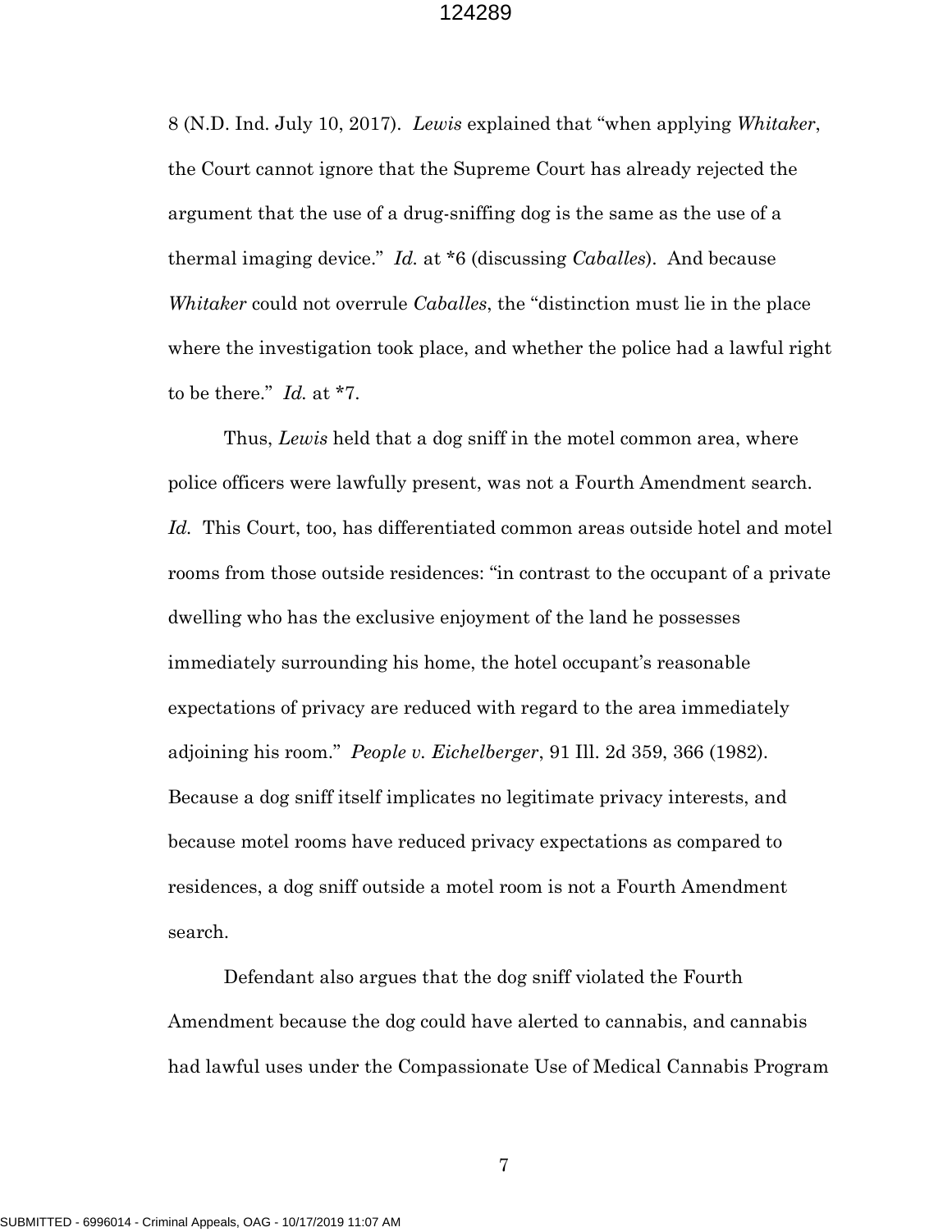8 (N.D. Ind. July 10, 2017). *Lewis* explained that "when applying *Whitaker*, the Court cannot ignore that the Supreme Court has already rejected the argument that the use of a drug-sniffing dog is the same as the use of a thermal imaging device." *Id.* at *6 (discussing *Caballes*). And because *Whitaker* could not overrule *Caballes*, the "distinction must lie in the place where the investigation took place, and whether the police had a lawful right to be there." *Id.* at *7.

Thus, *Lewis* held that a dog sniff in the motel common area, where police officers were lawfully present, was not a Fourth Amendment search. *Id.* This Court, too, has differentiated common areas outside hotel and motel rooms from those outside residences: "in contrast to the occupant of a private dwelling who has the exclusive enjoyment of the land he possesses immediately surrounding his home, the hotel occupant's reasonable expectations of privacy are reduced with regard to the area immediately adjoining his room." *People v. Eichelberger*, 91 Ill. 2d 359, 366 (1982). Because a dog sniff itself implicates no legitimate privacy interests, and because motel rooms have reduced privacy expectations as compared to residences, a dog sniff outside a motel room is not a Fourth Amendment search.

Defendant also argues that the dog sniff violated the Fourth Amendment because the dog could have alerted to cannabis, and cannabis had lawful uses under the Compassionate Use of Medical Cannabis Program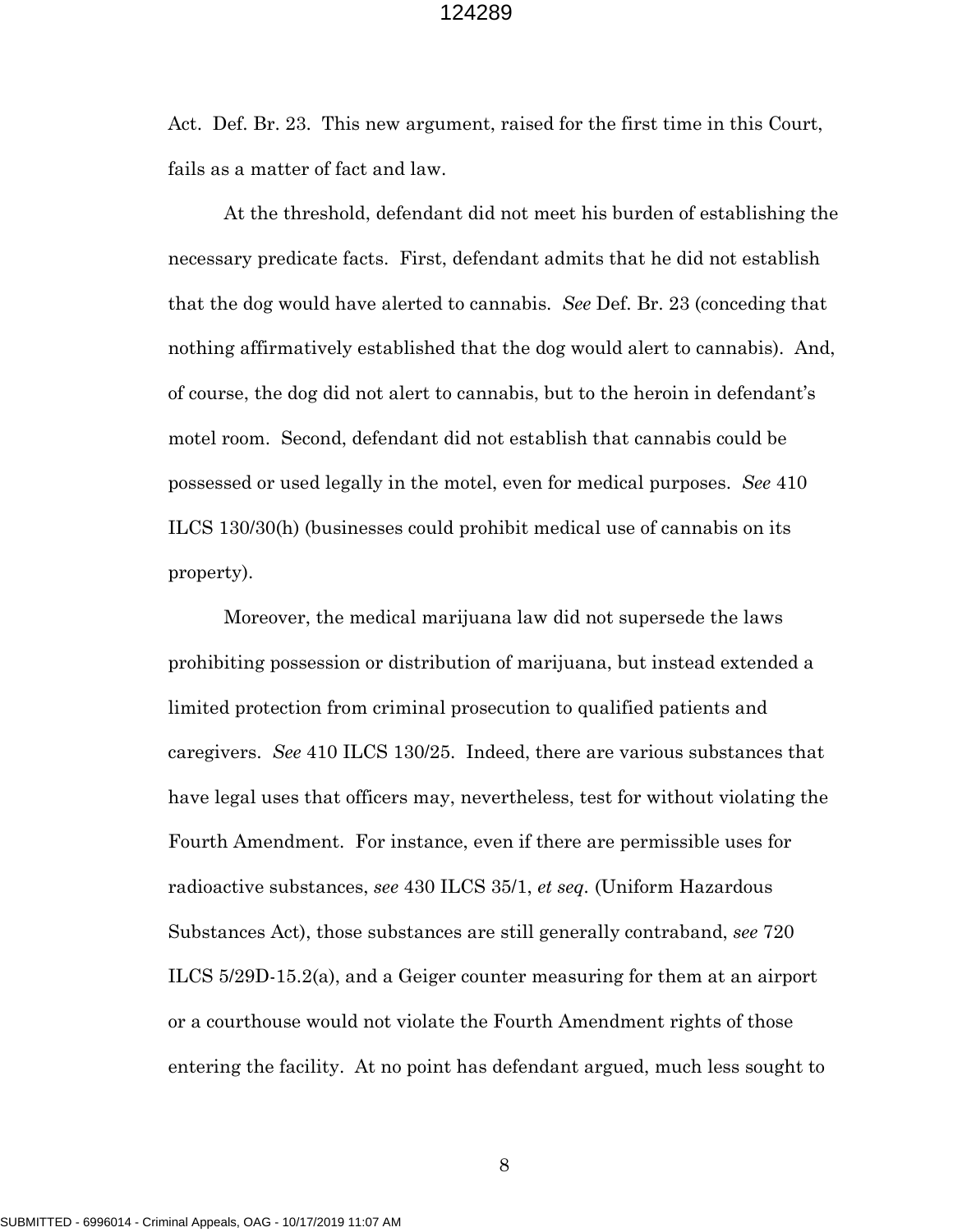Act. Def. Br. 23. This new argument, raised for the first time in this Court, fails as a matter of fact and law.

At the threshold, defendant did not meet his burden of establishing the necessary predicate facts. First, defendant admits that he did not establish that the dog would have alerted to cannabis. *See* Def. Br. 23 (conceding that nothing affirmatively established that the dog would alert to cannabis). And, of course, the dog did not alert to cannabis, but to the heroin in defendant's motel room. Second, defendant did not establish that cannabis could be possessed or used legally in the motel, even for medical purposes. *See* 410 ILCS 130/30(h) (businesses could prohibit medical use of cannabis on its property).

Moreover, the medical marijuana law did not supersede the laws prohibiting possession or distribution of marijuana, but instead extended a limited protection from criminal prosecution to qualified patients and caregivers. *See* 410 ILCS 130/25. Indeed, there are various substances that have legal uses that officers may, nevertheless, test for without violating the Fourth Amendment. For instance, even if there are permissible uses for radioactive substances, *see* 430 ILCS 35/1, *et seq.* (Uniform Hazardous Substances Act), those substances are still generally contraband, *see* 720 ILCS 5/29D-15.2(a), and a Geiger counter measuring for them at an airport or a courthouse would not violate the Fourth Amendment rights of those entering the facility. At no point has defendant argued, much less sought to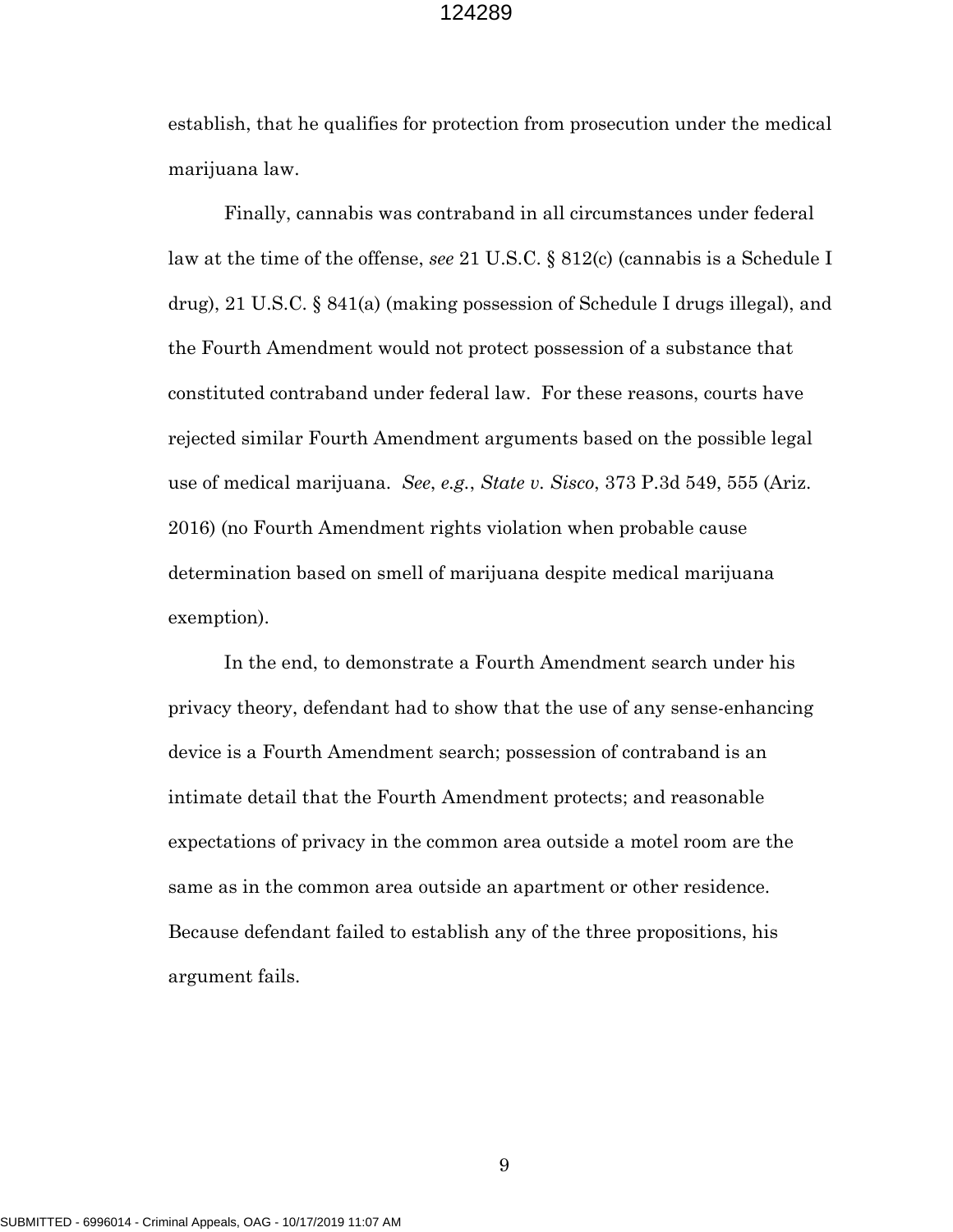establish, that he qualifies for protection from prosecution under the medical marijuana law.

Finally, cannabis was contraband in all circumstances under federal law at the time of the offense, *see* 21 U.S.C. § 812(c) (cannabis is a Schedule I drug), 21 U.S.C. § 841(a) (making possession of Schedule I drugs illegal), and the Fourth Amendment would not protect possession of a substance that constituted contraband under federal law. For these reasons, courts have rejected similar Fourth Amendment arguments based on the possible legal use of medical marijuana. *See*, *e.g.*, *State v. Sisco*, 373 P.3d 549, 555 (Ariz. 2016) (no Fourth Amendment rights violation when probable cause determination based on smell of marijuana despite medical marijuana exemption).

In the end, to demonstrate a Fourth Amendment search under his privacy theory, defendant had to show that the use of any sense-enhancing device is a Fourth Amendment search; possession of contraband is an intimate detail that the Fourth Amendment protects; and reasonable expectations of privacy in the common area outside a motel room are the same as in the common area outside an apartment or other residence. Because defendant failed to establish any of the three propositions, his argument fails.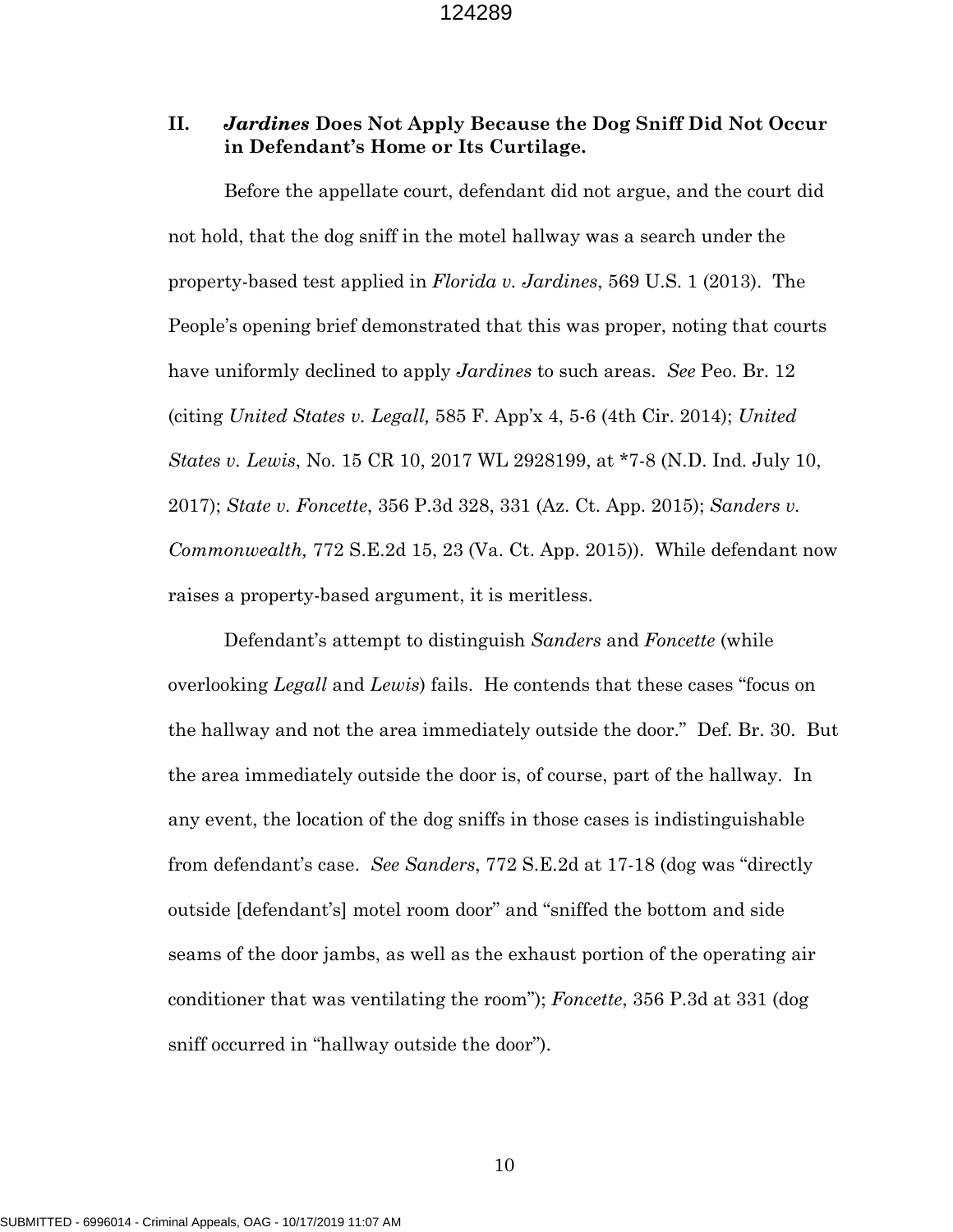## II. *Jardines* Does Not Apply Because the Dog Sniff Did Not Occur in Defendant's Home or Its Curtilage.

Before the appellate court, defendant did not argue, and the court did not hold, that the dog sniff in the motel hallway was a search under the property-based test applied in *Florida v. Jardines*, 569 U.S. 1 (2013). The People's opening brief demonstrated that this was proper, noting that courts have uniformly declined to apply *Jardines* to such areas. *See* Peo. Br. 12 (citing *United States v. Legall,* 585 F. App'x 4, 5-6 (4th Cir. 2014); *United States v. Lewis*, No. 15 CR 10, 2017 WL 2928199, at *7-8 (N.D. Ind. July 10, 2017); *State v. Foncette*, 356 P.3d 328, 331 (Az. Ct. App. 2015); *Sanders v. Commonwealth,* 772 S.E.2d 15, 23 (Va. Ct. App. 2015)). While defendant now raises a property-based argument, it is meritless.

Defendant's attempt to distinguish *Sanders* and *Foncette* (while overlooking *Legall* and *Lewis*) fails. He contends that these cases "focus on the hallway and not the area immediately outside the door." Def. Br. 30. But the area immediately outside the door is, of course, part of the hallway. In any event, the location of the dog sniffs in those cases is indistinguishable from defendant's case. *See Sanders*, 772 S.E.2d at 17-18 (dog was "directly outside [defendant's] motel room door" and "sniffed the bottom and side seams of the door jambs, as well as the exhaust portion of the operating air conditioner that was ventilating the room"); *Foncette*, 356 P.3d at 331 (dog sniff occurred in "hallway outside the door").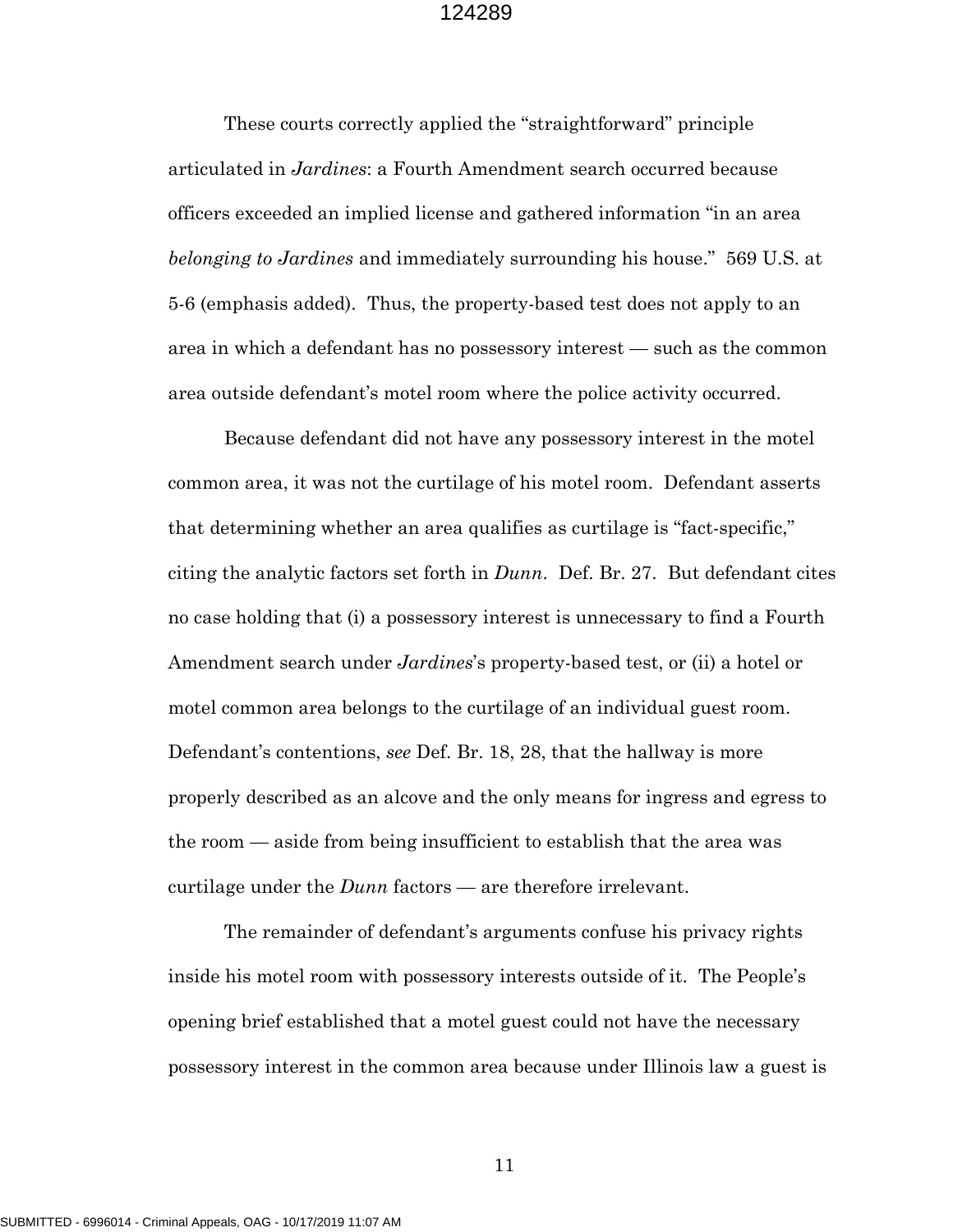These courts correctly applied the "straightforward" principle articulated in *Jardines*: a Fourth Amendment search occurred because officers exceeded an implied license and gathered information "in an area *belonging to Jardines* and immediately surrounding his house." 569 U.S. at 5-6 (emphasis added). Thus, the property-based test does not apply to an area in which a defendant has no possessory interest — such as the common area outside defendant's motel room where the police activity occurred.

Because defendant did not have any possessory interest in the motel common area, it was not the curtilage of his motel room. Defendant asserts that determining whether an area qualifies as curtilage is "fact-specific," citing the analytic factors set forth in *Dunn*. Def. Br. 27. But defendant cites no case holding that (i) a possessory interest is unnecessary to find a Fourth Amendment search under *Jardines*'s property-based test, or (ii) a hotel or motel common area belongs to the curtilage of an individual guest room. Defendant's contentions, *see* Def. Br. 18, 28, that the hallway is more properly described as an alcove and the only means for ingress and egress to the room — aside from being insufficient to establish that the area was curtilage under the *Dunn* factors — are therefore irrelevant.

The remainder of defendant's arguments confuse his privacy rights inside his motel room with possessory interests outside of it. The People's opening brief established that a motel guest could not have the necessary possessory interest in the common area because under Illinois law a guest is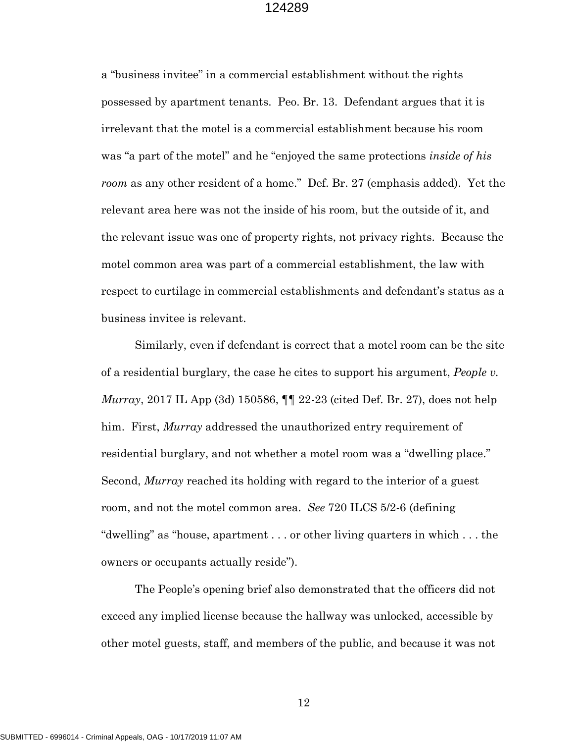a "business invitee" in a commercial establishment without the rights possessed by apartment tenants. Peo. Br. 13. Defendant argues that it is irrelevant that the motel is a commercial establishment because his room was "a part of the motel" and he "enjoyed the same protections *inside of his room* as any other resident of a home." Def. Br. 27 (emphasis added). Yet the relevant area here was not the inside of his room, but the outside of it, and the relevant issue was one of property rights, not privacy rights. Because the motel common area was part of a commercial establishment, the law with respect to curtilage in commercial establishments and defendant's status as a business invitee is relevant.

Similarly, even if defendant is correct that a motel room can be the site of a residential burglary, the case he cites to support his argument, *People v. Murray*, 2017 IL App (3d) 150586, ¶¶ 22-23 (cited Def. Br. 27), does not help him. First, *Murray* addressed the unauthorized entry requirement of residential burglary, and not whether a motel room was a "dwelling place." Second, *Murray* reached its holding with regard to the interior of a guest room, and not the motel common area. *See* 720 ILCS 5/2-6 (defining "dwelling" as "house, apartment . . . or other living quarters in which . . . the owners or occupants actually reside").

The People's opening brief also demonstrated that the officers did not exceed any implied license because the hallway was unlocked, accessible by other motel guests, staff, and members of the public, and because it was not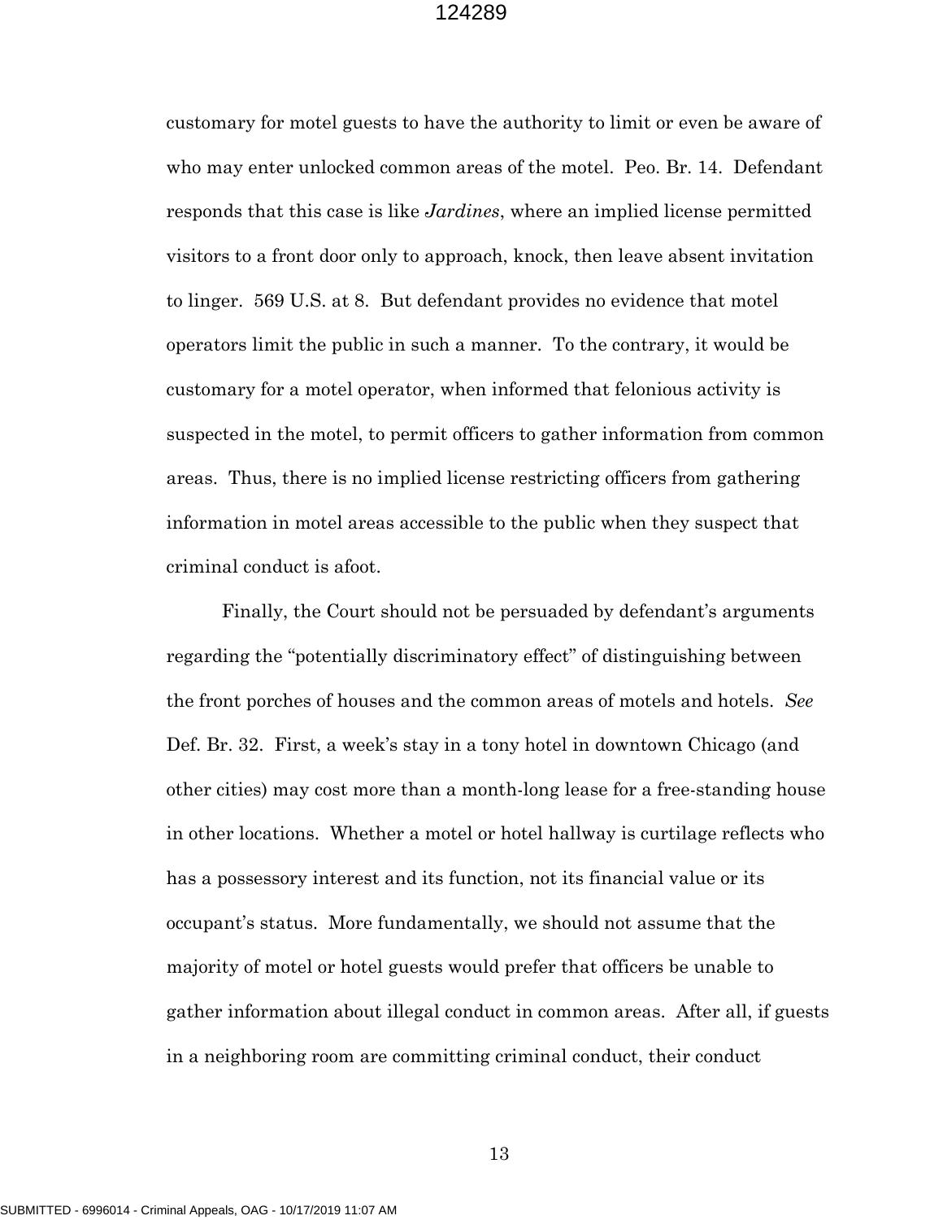customary for motel guests to have the authority to limit or even be aware of who may enter unlocked common areas of the motel. Peo. Br. 14. Defendant responds that this case is like *Jardines*, where an implied license permitted visitors to a front door only to approach, knock, then leave absent invitation to linger. 569 U.S. at 8. But defendant provides no evidence that motel operators limit the public in such a manner. To the contrary, it would be customary for a motel operator, when informed that felonious activity is suspected in the motel, to permit officers to gather information from common areas. Thus, there is no implied license restricting officers from gathering information in motel areas accessible to the public when they suspect that criminal conduct is afoot.

Finally, the Court should not be persuaded by defendant's arguments regarding the "potentially discriminatory effect" of distinguishing between the front porches of houses and the common areas of motels and hotels. *See* Def. Br. 32. First, a week's stay in a tony hotel in downtown Chicago (and other cities) may cost more than a month-long lease for a free-standing house in other locations. Whether a motel or hotel hallway is curtilage reflects who has a possessory interest and its function, not its financial value or its occupant's status. More fundamentally, we should not assume that the majority of motel or hotel guests would prefer that officers be unable to gather information about illegal conduct in common areas. After all, if guests in a neighboring room are committing criminal conduct, their conduct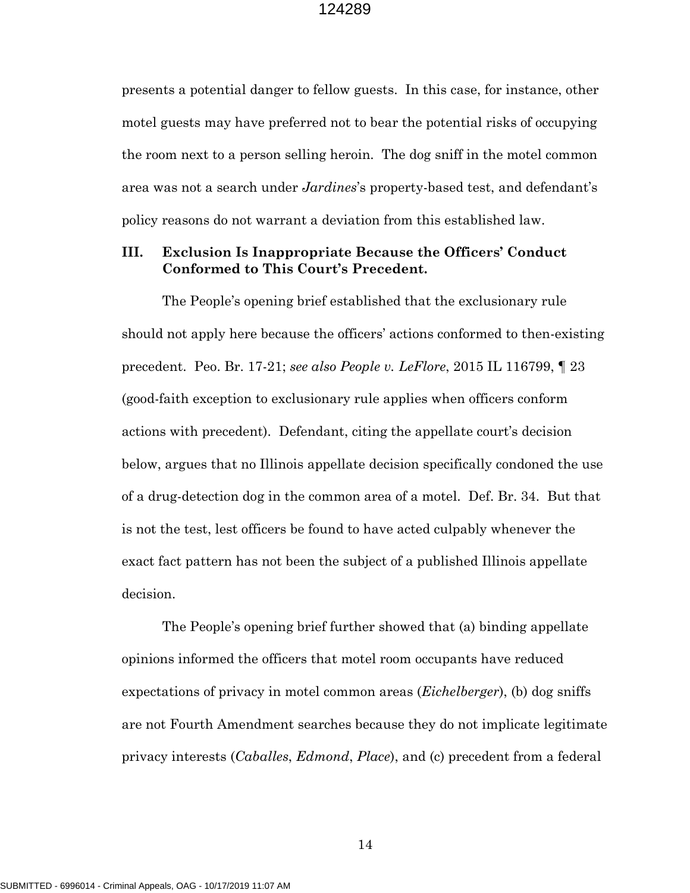presents a potential danger to fellow guests. In this case, for instance, other motel guests may have preferred not to bear the potential risks of occupying the room next to a person selling heroin. The dog sniff in the motel common area was not a search under *Jardines*'s property-based test, and defendant's policy reasons do not warrant a deviation from this established law.

### III. Exclusion Is Inappropriate Because the Officers' Conduct Conformed to This Court's Precedent.

The People's opening brief established that the exclusionary rule should not apply here because the officers' actions conformed to then-existing precedent. Peo. Br. 17-21; *see also People v. LeFlore*, 2015 IL 116799, ¶ 23 (good-faith exception to exclusionary rule applies when officers conform actions with precedent). Defendant, citing the appellate court's decision below, argues that no Illinois appellate decision specifically condoned the use of a drug-detection dog in the common area of a motel. Def. Br. 34. But that is not the test, lest officers be found to have acted culpably whenever the exact fact pattern has not been the subject of a published Illinois appellate decision.

The People's opening brief further showed that (a) binding appellate opinions informed the officers that motel room occupants have reduced expectations of privacy in motel common areas (*Eichelberger*), (b) dog sniffs are not Fourth Amendment searches because they do not implicate legitimate privacy interests (*Caballes*, *Edmond*, *Place*), and (c) precedent from a federal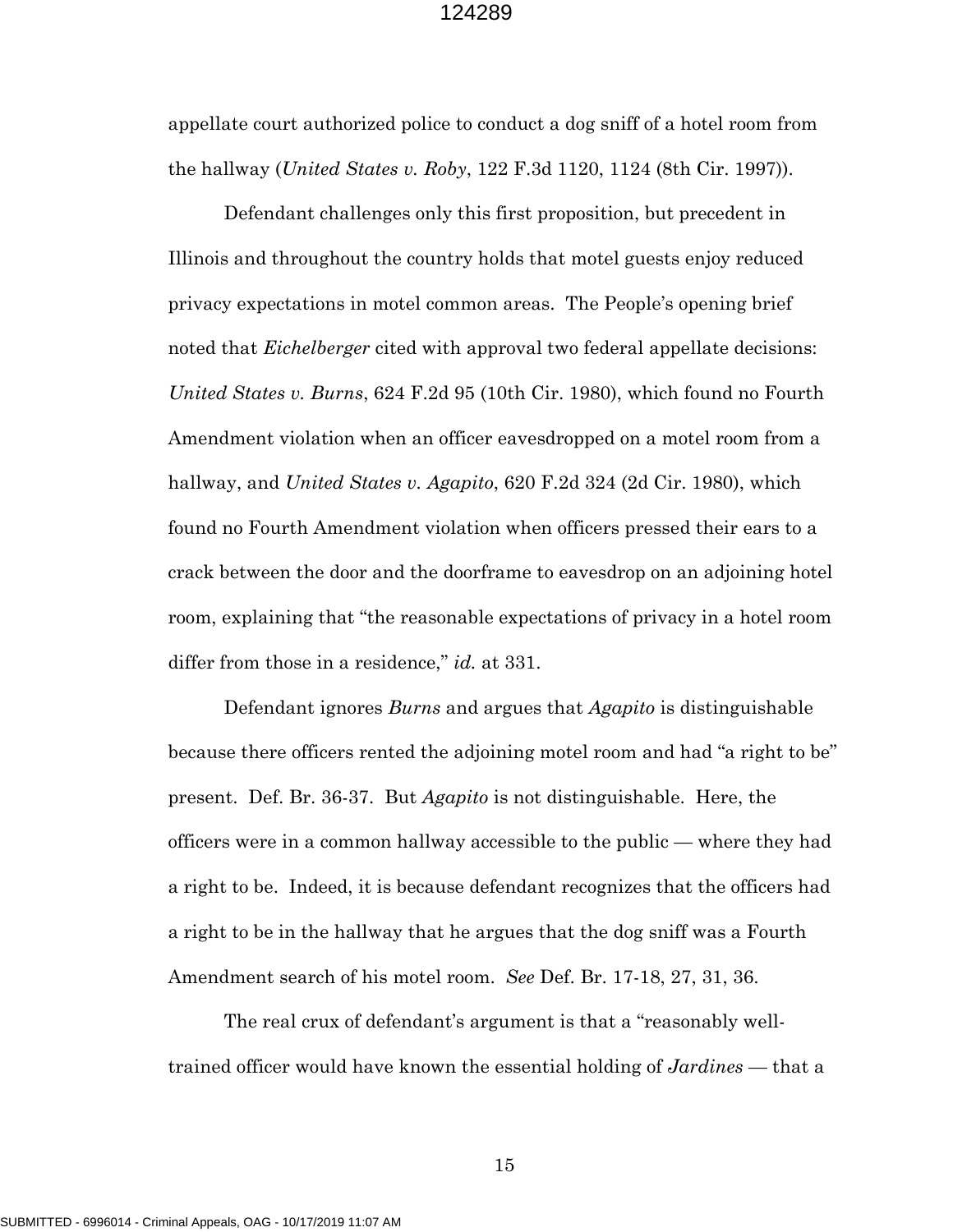appellate court authorized police to conduct a dog sniff of a hotel room from the hallway (*United States v. Roby*, 122 F.3d 1120, 1124 (8th Cir. 1997)).

Defendant challenges only this first proposition, but precedent in Illinois and throughout the country holds that motel guests enjoy reduced privacy expectations in motel common areas. The People's opening brief noted that *Eichelberger* cited with approval two federal appellate decisions: *United States v. Burns*, 624 F.2d 95 (10th Cir. 1980), which found no Fourth Amendment violation when an officer eavesdropped on a motel room from a hallway, and *United States v. Agapito*, 620 F.2d 324 (2d Cir. 1980), which found no Fourth Amendment violation when officers pressed their ears to a crack between the door and the doorframe to eavesdrop on an adjoining hotel room, explaining that "the reasonable expectations of privacy in a hotel room differ from those in a residence," *id.* at 331.

Defendant ignores *Burns* and argues that *Agapito* is distinguishable because there officers rented the adjoining motel room and had "a right to be" present. Def. Br. 36-37. But *Agapito* is not distinguishable. Here, the officers were in a common hallway accessible to the public — where they had a right to be. Indeed, it is because defendant recognizes that the officers had a right to be in the hallway that he argues that the dog sniff was a Fourth Amendment search of his motel room. *See* Def. Br. 17-18, 27, 31, 36.

The real crux of defendant's argument is that a "reasonably well-trained officer would have known the essential holding of *Jardines* — that a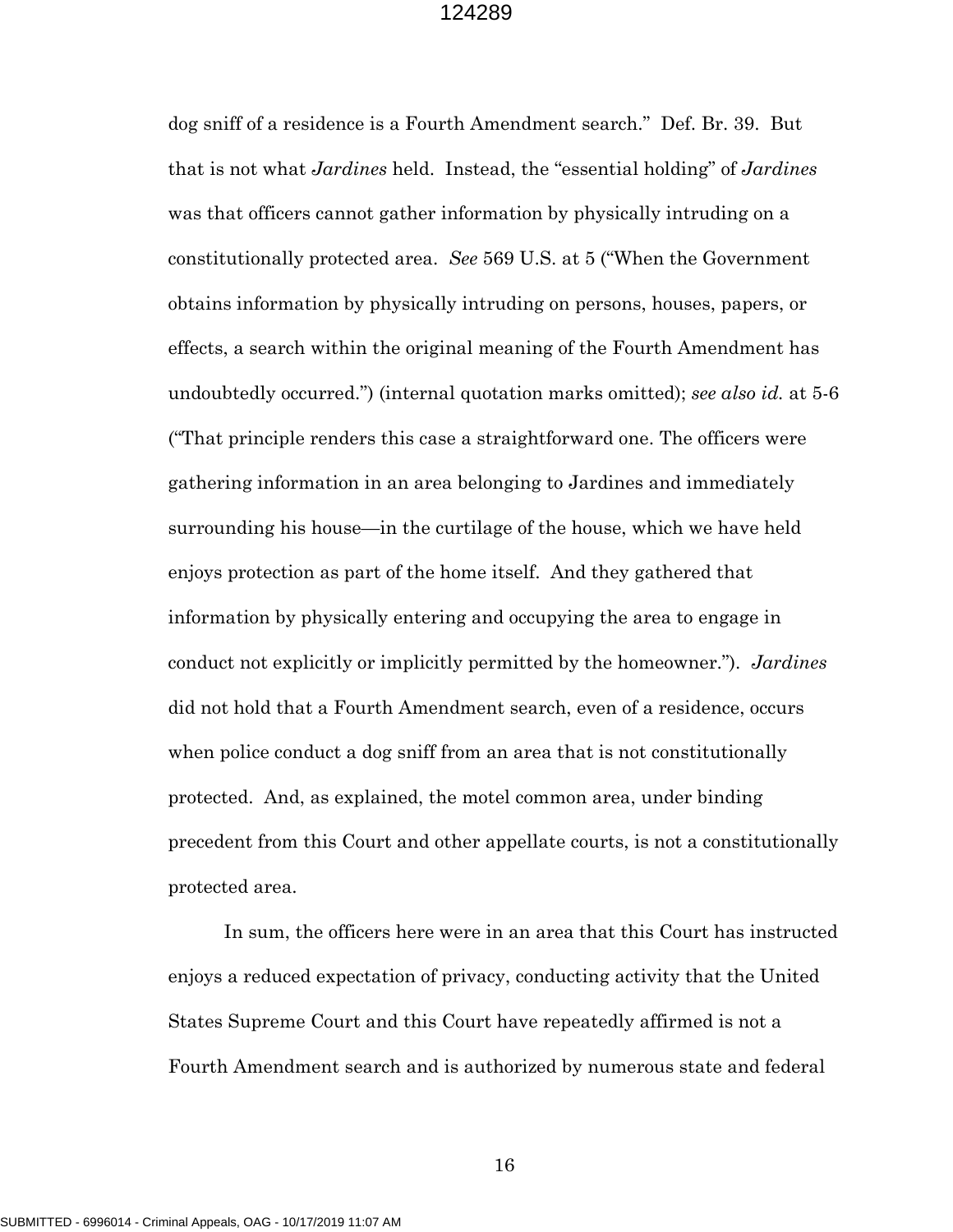dog sniff of a residence is a Fourth Amendment search." Def. Br. 39. But that is not what *Jardines* held. Instead, the "essential holding" of *Jardines* was that officers cannot gather information by physically intruding on a constitutionally protected area. *See* 569 U.S. at 5 ("When the Government obtains information by physically intruding on persons, houses, papers, or effects, a search within the original meaning of the Fourth Amendment has undoubtedly occurred.") (internal quotation marks omitted); *see also id.* at 5-6 ("That principle renders this case a straightforward one. The officers were gathering information in an area belonging to Jardines and immediately surrounding his house—in the curtilage of the house, which we have held enjoys protection as part of the home itself. And they gathered that information by physically entering and occupying the area to engage in conduct not explicitly or implicitly permitted by the homeowner."). *Jardines* did not hold that a Fourth Amendment search, even of a residence, occurs when police conduct a dog sniff from an area that is not constitutionally protected. And, as explained, the motel common area, under binding precedent from this Court and other appellate courts, is not a constitutionally protected area.

In sum, the officers here were in an area that this Court has instructed enjoys a reduced expectation of privacy, conducting activity that the United States Supreme Court and this Court have repeatedly affirmed is not a Fourth Amendment search and is authorized by numerous state and federal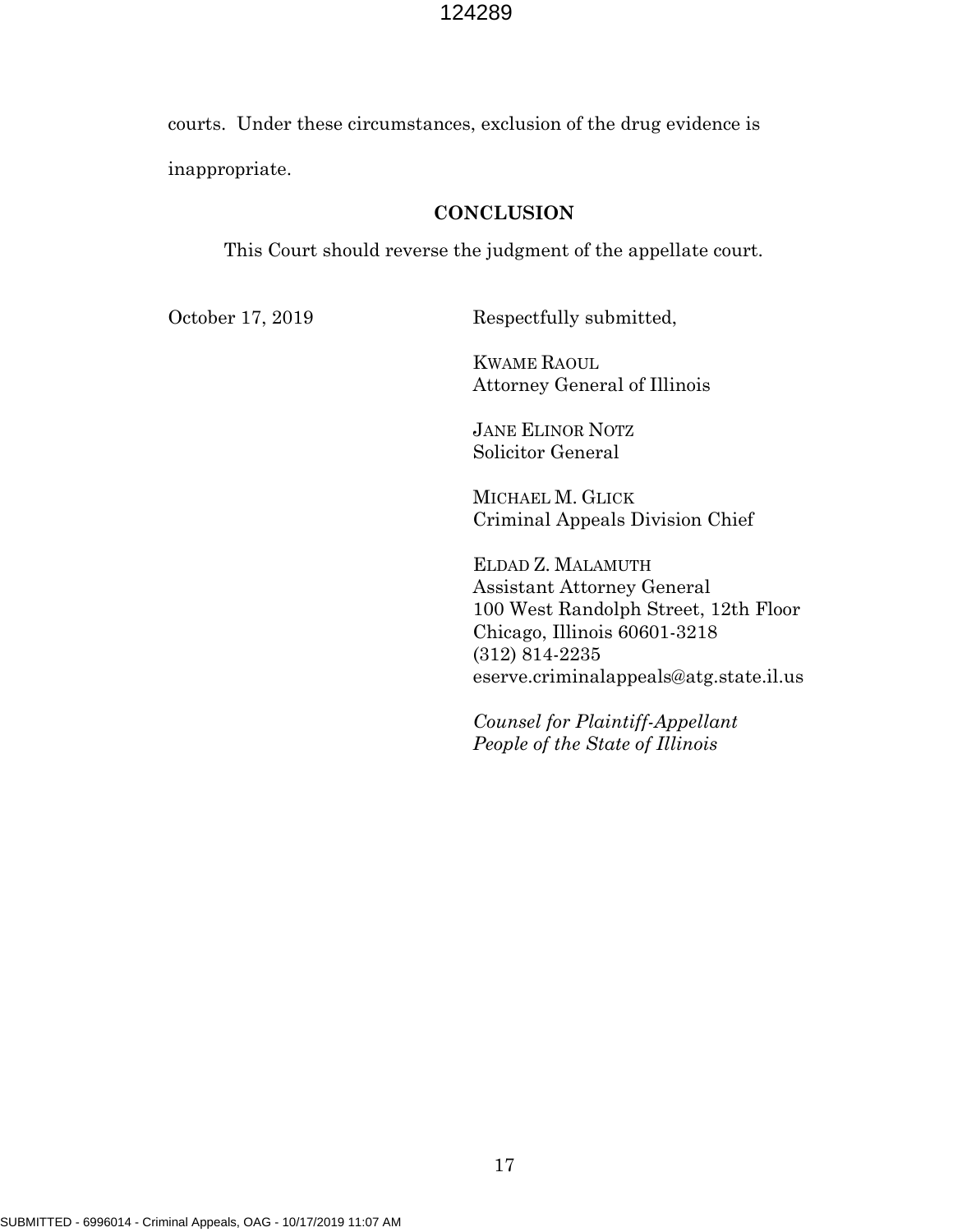courts. Under these circumstances, exclusion of the drug evidence is inappropriate.

## CONCLUSION

This Court should reverse the judgment of the appellate court.

October 17, 2019

Respectfully submitted,

KWAME RAOUL
Attorney General of Illinois

JANE ELINOR NOTZ
Solicitor General

MICHAEL M. GLICK
Criminal Appeals Division Chief

ELDAD Z. MALAMUTH
Assistant Attorney General
100 West Randolph Street, 12th Floor
Chicago, Illinois 60601-3218
(312) 814-2235
eserve.criminalappeals@atg.state.il.us

*Counsel for Plaintiff-Appellant*
*People of the State of Illinois*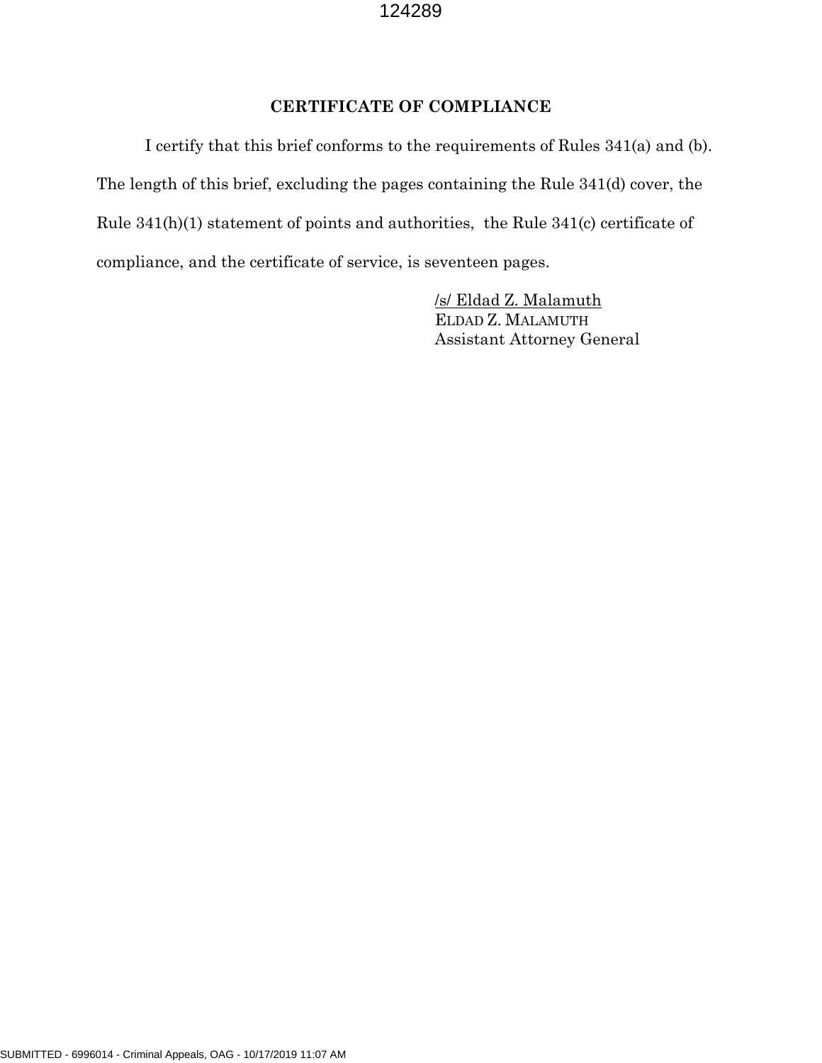## CERTIFICATE OF COMPLIANCE

I certify that this brief conforms to the requirements of Rules 341(a) and (b). The length of this brief, excluding the pages containing the Rule 341(d) cover, the Rule 341(h)(1) statement of points and authorities, the Rule 341(c) certificate of compliance, and the certificate of service, is seventeen pages.

/s/ Eldad Z. Malamuth
ELDAD Z. MALAMUTH
Assistant Attorney General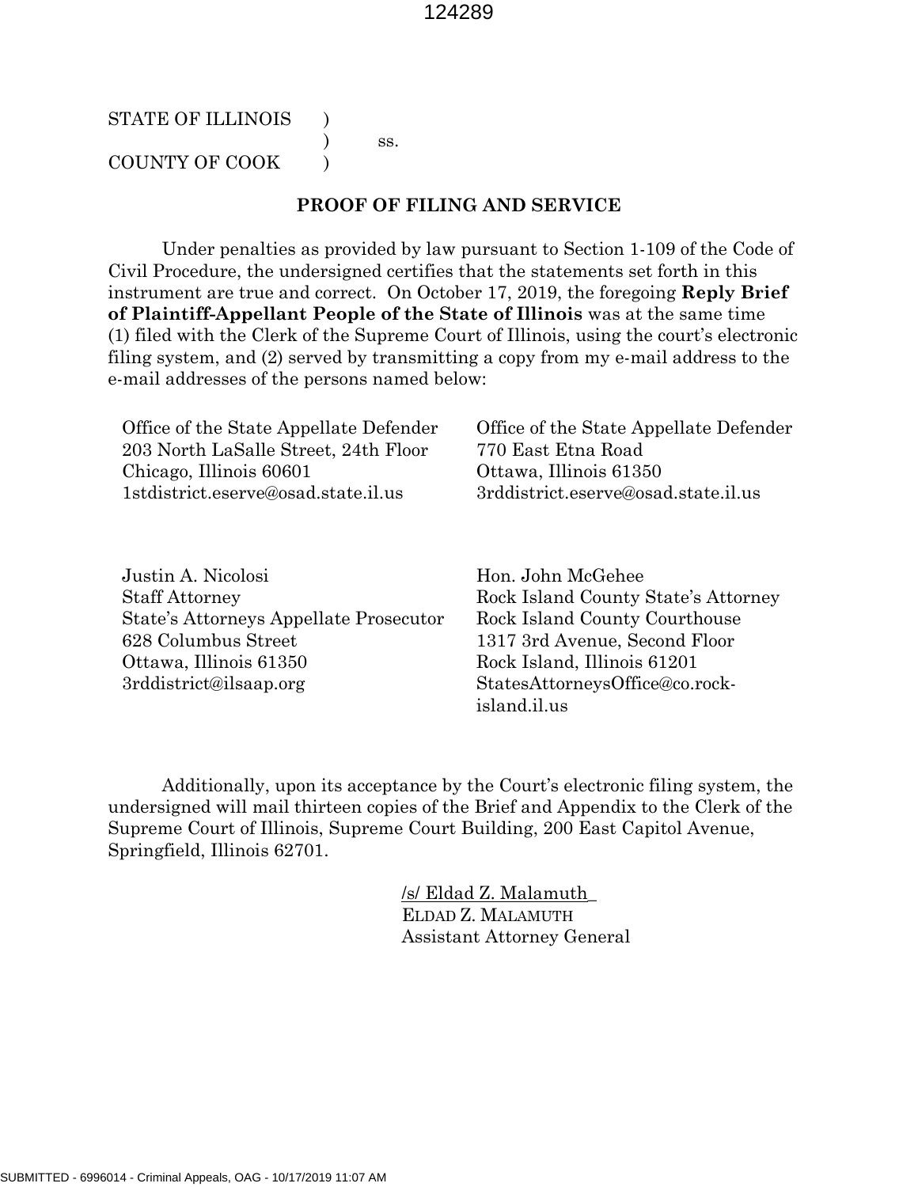STATE OF ILLINOIS )
 ) ss.
COUNTY OF COOK )

## PROOF OF FILING AND SERVICE

Under penalties as provided by law pursuant to Section 1-109 of the Code of Civil Procedure, the undersigned certifies that the statements set forth in this instrument are true and correct. On October 17, 2019, the foregoing **Reply Brief of Plaintiff-Appellant People of the State of Illinois** was at the same time (1) filed with the Clerk of the Supreme Court of Illinois, using the court's electronic filing system, and (2) served by transmitting a copy from my e-mail address to the e-mail addresses of the persons named below:

Office of the State Appellate Defender
203 North LaSalle Street, 24th Floor
Chicago, Illinois 60601
1stdistrict.eserve@osad.state.il.us

Office of the State Appellate Defender
770 East Etna Road
Ottawa, Illinois 61350
3rddistrict.eserve@osad.state.il.us

Justin A. Nicolosi
Staff Attorney
State's Attorneys Appellate Prosecutor
628 Columbus Street
Ottawa, Illinois 61350
3rddistrict@ilsaap.org

Hon. John McGehee
Rock Island County State's Attorney
Rock Island County Courthouse
1317 3rd Avenue, Second Floor
Rock Island, Illinois 61201
StatesAttorneysOffice@co.rock-island.il.us

Additionally, upon its acceptance by the Court's electronic filing system, the undersigned will mail thirteen copies of the Brief and Appendix to the Clerk of the Supreme Court of Illinois, Supreme Court Building, 200 East Capitol Avenue, Springfield, Illinois 62701.

/s/ Eldad Z. Malamuth
ELDAD Z. MALAMUTH
Assistant Attorney General